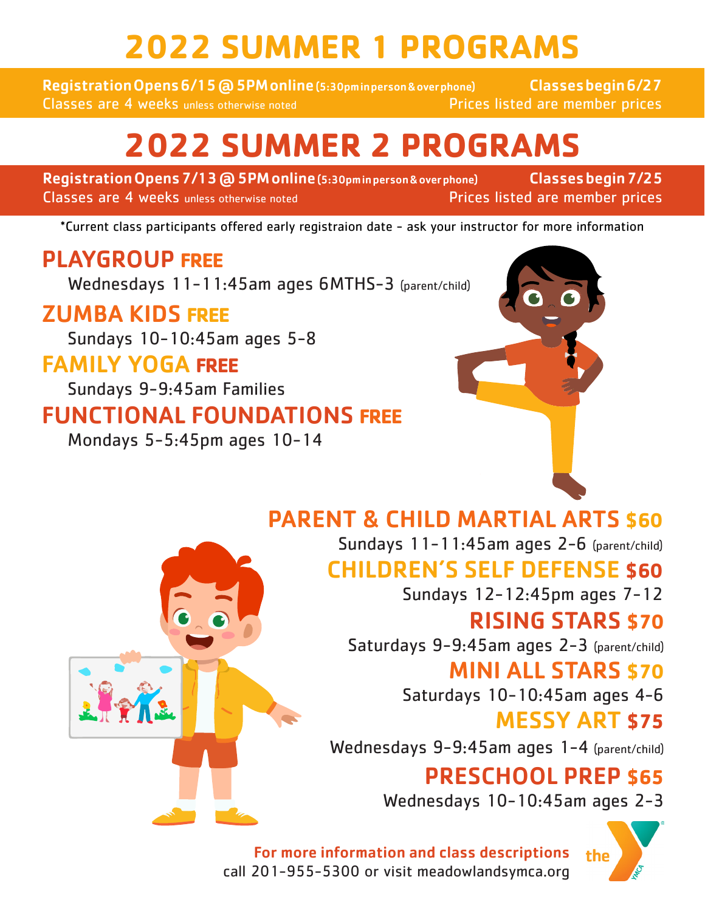# 2022 SUMMER 1 PROGRAMS

**Registration Opens 6/15 @ 5PM online** (5:30pm in person & over phone) **Classes begin 6/27**
Classes are 4 weeks unless otherwise noted Prices listed are member prices

# 2022 SUMMER 2 PROGRAMS

**Registration Opens 7/13 @ 5PM online** (5:30pm in person & over phone) **Classes begin 7/25**
Classes are 4 weeks unless otherwise noted Prices listed are member prices

*Current class participants offered early registraion date - ask your instructor for more information

## PLAYGROUP FREE

Wednesdays 11-11:45am ages 6MTHS-3 (parent/child)

## ZUMBA KIDS FREE

Sundays 10-10:45am ages 5-8

## FAMILY YOGA FREE

Sundays 9-9:45am Families

## FUNCTIONAL FOUNDATIONS FREE

Mondays 5-5:45pm ages 10-14

## PARENT & CHILD MARTIAL ARTS $60

Sundays 11-11:45am ages 2-6 (parent/child)

## CHILDREN'S SELF DEFENSE $60

Sundays 12-12:45pm ages 7-12

## RISING STARS $70

Saturdays 9-9:45am ages 2-3 (parent/child)

## MINI ALL STARS $70

Saturdays 10-10:45am ages 4-6

## MESSY ART $75

Wednesdays 9-9:45am ages 1-4 (parent/child)

## PRESCHOOL PREP $65

Wednesdays 10-10:45am ages 2-3

**For more information and class descriptions**
call 201-955-5300 or visit meadowlandsymca.org

the YMCA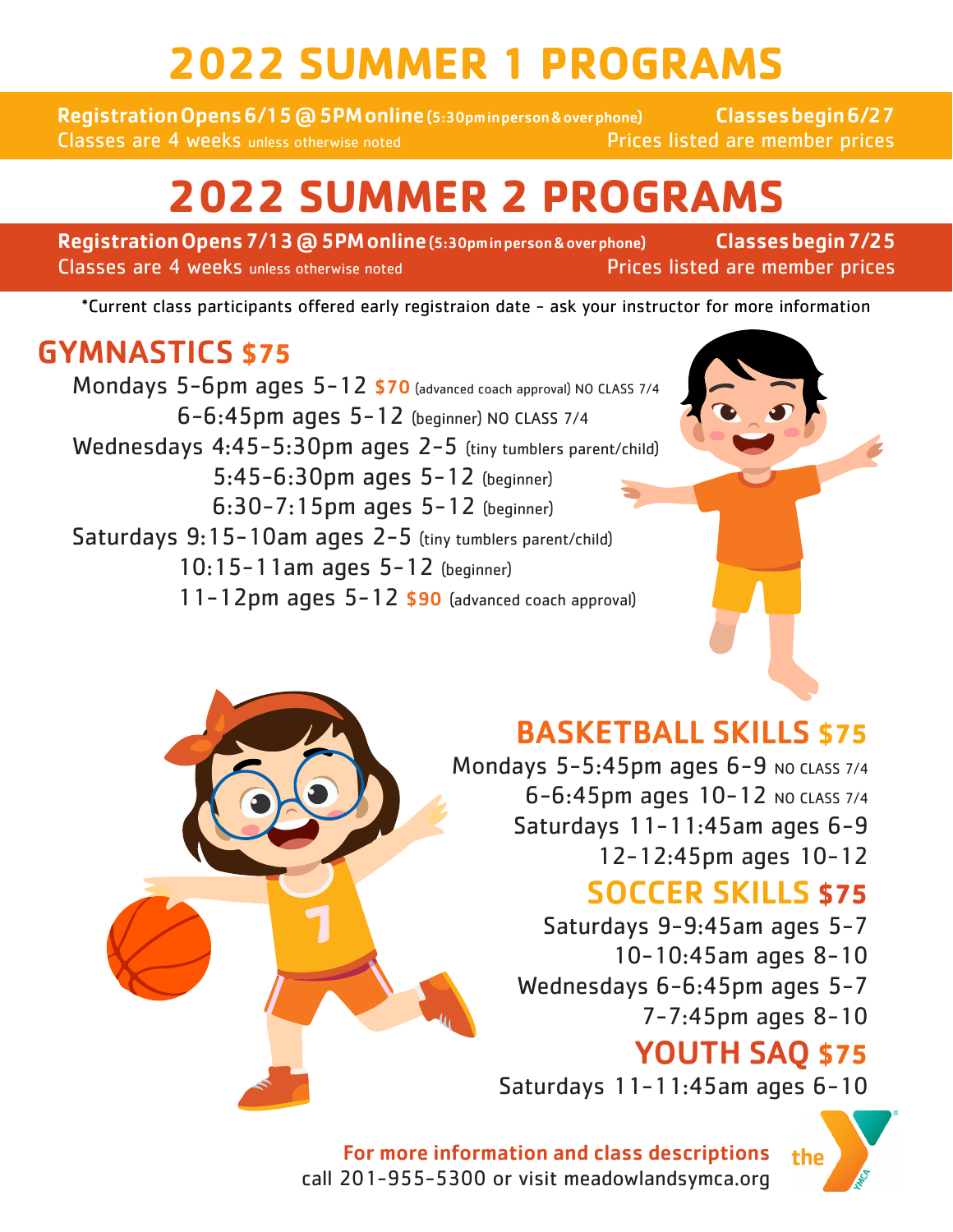# 2022 SUMMER 1 PROGRAMS

**Registration Opens 6/15 @ 5PM online** (5:30pm in person & over phone) **Classes begin 6/27**
Classes are 4 weeks unless otherwise noted Prices listed are member prices

# 2022 SUMMER 2 PROGRAMS

**Registration Opens 7/13 @ 5PM online** (5:30pm in person & over phone) **Classes begin 7/25**
Classes are 4 weeks unless otherwise noted Prices listed are member prices

*Current class participants offered early registraion date - ask your instructor for more information

## GYMNASTICS $75

Mondays 5-6pm ages 5-12 **$70** (advanced coach approval) NO CLASS 7/4
6-6:45pm ages 5-12 (beginner) NO CLASS 7/4
Wednesdays 4:45-5:30pm ages 2-5 (tiny tumblers parent/child)
5:45-6:30pm ages 5-12 (beginner)
6:30-7:15pm ages 5-12 (beginner)
Saturdays 9:15-10am ages 2-5 (tiny tumblers parent/child)
10:15-11am ages 5-12 (beginner)
11-12pm ages 5-12 **$90** (advanced coach approval)

## BASKETBALL SKILLS $75

Mondays 5-5:45pm ages 6-9 NO CLASS 7/4
6-6:45pm ages 10-12 NO CLASS 7/4
Saturdays 11-11:45am ages 6-9
12-12:45pm ages 10-12

## SOCCER SKILLS $75

Saturdays 9-9:45am ages 5-7
10-10:45am ages 8-10
Wednesdays 6-6:45pm ages 5-7
7-7:45pm ages 8-10

## YOUTH SAQ $75

Saturdays 11-11:45am ages 6-10

**For more information and class descriptions**
call 201-955-5300 or visit meadowlandsymca.org

the YMCA